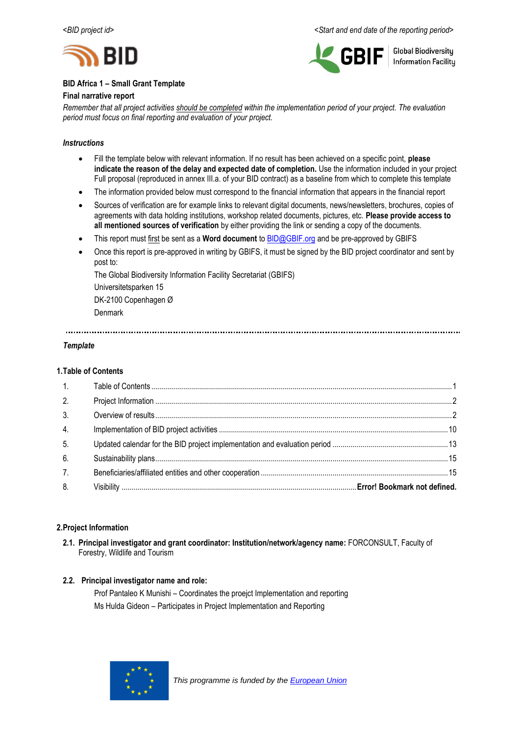<BID project id>    <Start and end date of the reporting period>

**BID Africa 1 – Small Grant Template**

**Final narrative report**

*Remember that all project activities should be completed within the implementation period of your project. The evaluation period must focus on final reporting and evaluation of your project.*

***Instructions***

- Fill the template below with relevant information. If no result has been achieved on a specific point, **please indicate the reason of the delay and expected date of completion.** Use the information included in your project Full proposal (reproduced in annex III.a. of your BID contract) as a baseline from which to complete this template
- The information provided below must correspond to the financial information that appears in the financial report
- Sources of verification are for example links to relevant digital documents, news/newsletters, brochures, copies of agreements with data holding institutions, workshop related documents, pictures, etc. **Please provide access to all mentioned sources of verification** by either providing the link or sending a copy of the documents.
- This report must first be sent as a **Word document** to BID@GBIF.org and be pre-approved by GBIFS
- Once this report is pre-approved in writing by GBIFS, it must be signed by the BID project coordinator and sent by post to:

  The Global Biodiversity Information Facility Secretariat (GBIFS)
  Universitetsparken 15
  DK-2100 Copenhagen Ø
  Denmark

---

***Template***

## 1.Table of Contents

1. Table of Contents ........ 1
2. Project Information ........ 2
3. Overview of results ........ 2
4. Implementation of BID project activities ........ 10
5. Updated calendar for the BID project implementation and evaluation period ........ 13
6. Sustainability plans ........ 15
7. Beneficiaries/affiliated entities and other cooperation ........ 15
8. Visibility ........ **Error! Bookmark not defined.**

## 2.Project Information

**2.1. Principal investigator and grant coordinator: Institution/network/agency name:** FORCONSULT, Faculty of Forestry, Wildlife and Tourism

**2.2. Principal investigator name and role:**

Prof Pantaleo K Munishi – Coordinates the proejct Implementation and reporting

Ms Hulda Gideon – Participates in Project Implementation and Reporting

*This programme is funded by the European Union*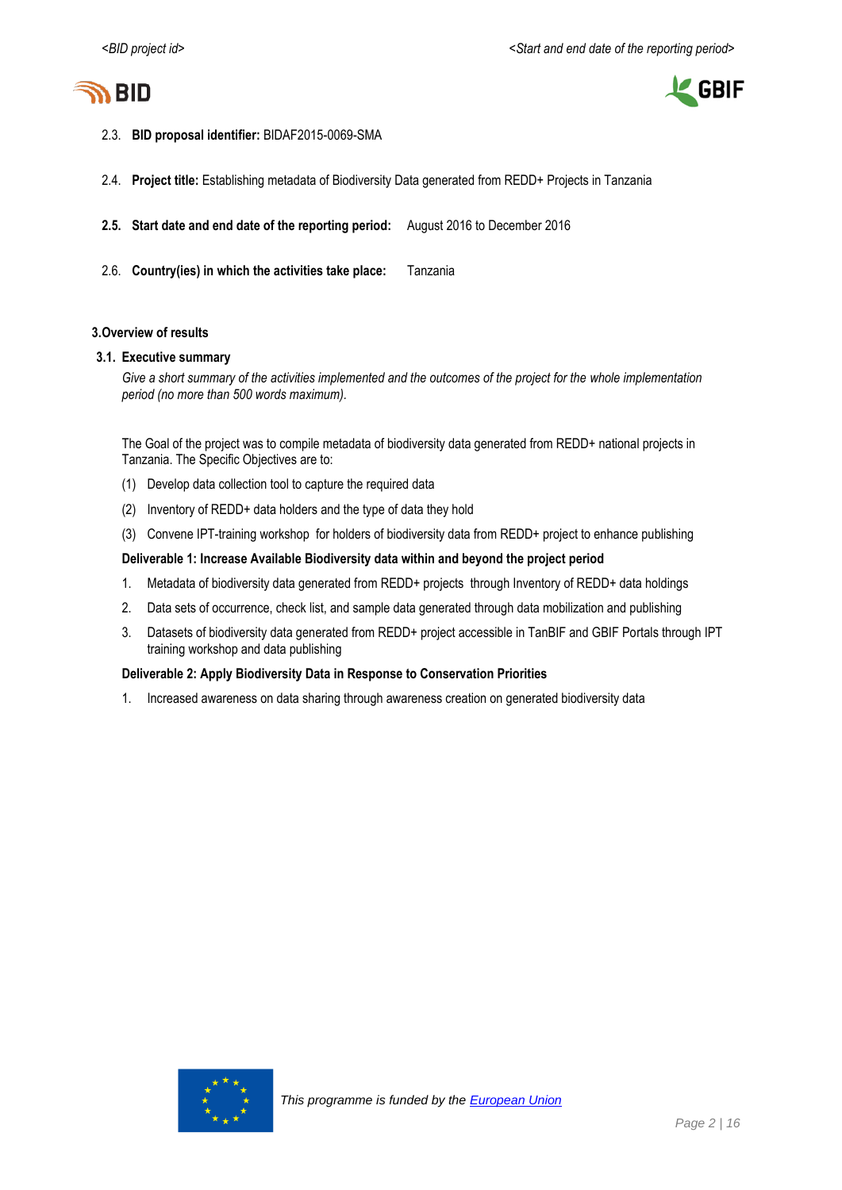2.3. **BID proposal identifier:** BIDAF2015-0069-SMA

2.4. **Project title:** Establishing metadata of Biodiversity Data generated from REDD+ Projects in Tanzania

**2.5. Start date and end date of the reporting period:** August 2016 to December 2016

2.6. **Country(ies) in which the activities take place:** Tanzania

## 3.Overview of results

### 3.1. Executive summary

*Give a short summary of the activities implemented and the outcomes of the project for the whole implementation period (no more than 500 words maximum).*

The Goal of the project was to compile metadata of biodiversity data generated from REDD+ national projects in Tanzania. The Specific Objectives are to:

(1) Develop data collection tool to capture the required data

(2) Inventory of REDD+ data holders and the type of data they hold

(3) Convene IPT-training workshop for holders of biodiversity data from REDD+ project to enhance publishing

**Deliverable 1: Increase Available Biodiversity data within and beyond the project period**

1. Metadata of biodiversity data generated from REDD+ projects through Inventory of REDD+ data holdings
2. Data sets of occurrence, check list, and sample data generated through data mobilization and publishing
3. Datasets of biodiversity data generated from REDD+ project accessible in TanBIF and GBIF Portals through IPT training workshop and data publishing

**Deliverable 2: Apply Biodiversity Data in Response to Conservation Priorities**

1. Increased awareness on data sharing through awareness creation on generated biodiversity data

This programme is funded by the European Union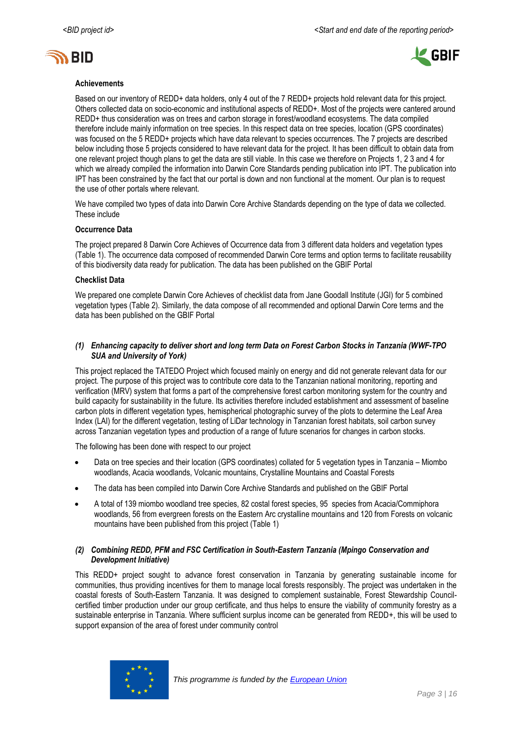**Achievements**

Based on our inventory of REDD+ data holders, only 4 out of the 7 REDD+ projects hold relevant data for this project. Others collected data on socio-economic and institutional aspects of REDD+. Most of the projects were cantered around REDD+ thus consideration was on trees and carbon storage in forest/woodland ecosystems. The data compiled therefore include mainly information on tree species. In this respect data on tree species, location (GPS coordinates) was focused on the 5 REDD+ projects which have data relevant to species occurrences. The 7 projects are described below including those 5 projects considered to have relevant data for the project. It has been difficult to obtain data from one relevant project though plans to get the data are still viable. In this case we therefore on Projects 1, 2 3 and 4 for which we already compiled the information into Darwin Core Standards pending publication into IPT. The publication into IPT has been constrained by the fact that our portal is down and non functional at the moment. Our plan is to request the use of other portals where relevant.

We have compiled two types of data into Darwin Core Archive Standards depending on the type of data we collected. These include

**Occurrence Data**

The project prepared 8 Darwin Core Achieves of Occurrence data from 3 different data holders and vegetation types (Table 1). The occurrence data composed of recommended Darwin Core terms and option terms to facilitate reusability of this biodiversity data ready for publication. The data has been published on the GBIF Portal

**Checklist Data**

We prepared one complete Darwin Core Achieves of checklist data from Jane Goodall Institute (JGI) for 5 combined vegetation types (Table 2). Similarly, the data compose of all recommended and optional Darwin Core terms and the data has been published on the GBIF Portal

***(1) Enhancing capacity to deliver short and long term Data on Forest Carbon Stocks in Tanzania (WWF-TPO SUA and University of York)***

This project replaced the TATEDO Project which focused mainly on energy and did not generate relevant data for our project. The purpose of this project was to contribute core data to the Tanzanian national monitoring, reporting and verification (MRV) system that forms a part of the comprehensive forest carbon monitoring system for the country and build capacity for sustainability in the future. Its activities therefore included establishment and assessment of baseline carbon plots in different vegetation types, hemispherical photographic survey of the plots to determine the Leaf Area Index (LAI) for the different vegetation, testing of LiDar technology in Tanzanian forest habitats, soil carbon survey across Tanzanian vegetation types and production of a range of future scenarios for changes in carbon stocks.

The following has been done with respect to our project

- Data on tree species and their location (GPS coordinates) collated for 5 vegetation types in Tanzania – Miombo woodlands, Acacia woodlands, Volcanic mountains, Crystalline Mountains and Coastal Forests
- The data has been compiled into Darwin Core Archive Standards and published on the GBIF Portal
- A total of 139 miombo woodland tree species, 82 costal forest species, 95 species from Acacia/Commiphora woodlands, 56 from evergreen forests on the Eastern Arc crystalline mountains and 120 from Forests on volcanic mountains have been published from this project (Table 1)

***(2) Combining REDD, PFM and FSC Certification in South-Eastern Tanzania (Mpingo Conservation and Development Initiative)***

This REDD+ project sought to advance forest conservation in Tanzania by generating sustainable income for communities, thus providing incentives for them to manage local forests responsibly. The project was undertaken in the coastal forests of South-Eastern Tanzania. It was designed to complement sustainable, Forest Stewardship Council-certified timber production under our group certificate, and thus helps to ensure the viability of community forestry as a sustainable enterprise in Tanzania. Where sufficient surplus income can be generated from REDD+, this will be used to support expansion of the area of forest under community control

*This programme is funded by the European Union*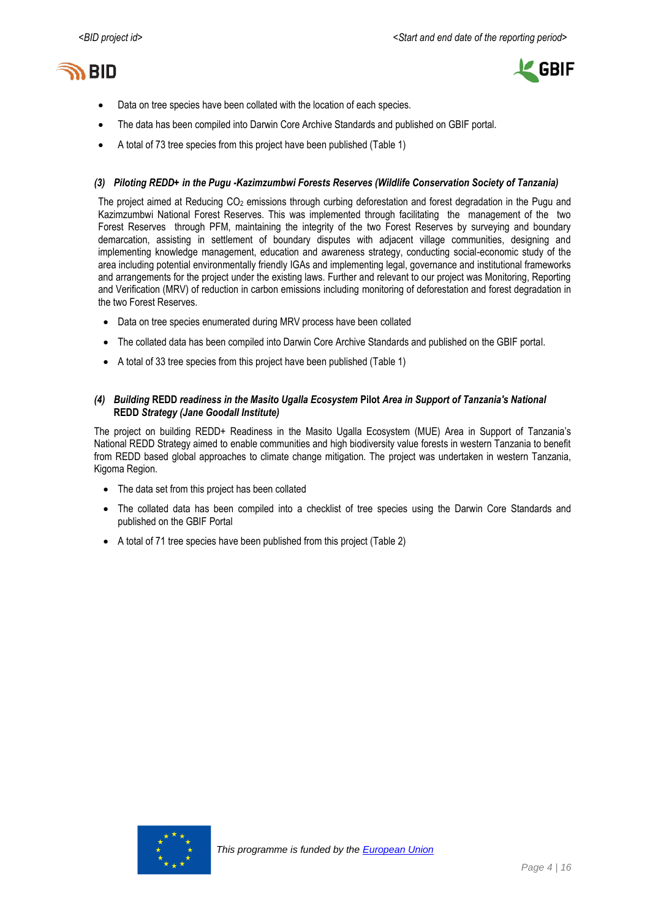- Data on tree species have been collated with the location of each species.
- The data has been compiled into Darwin Core Archive Standards and published on GBIF portal.
- A total of 73 tree species from this project have been published (Table 1)

### *(3) Piloting REDD+ in the Pugu -Kazimzumbwi Forests Reserves (Wildlife Conservation Society of Tanzania)*

The project aimed at Reducing $CO_2$ emissions through curbing deforestation and forest degradation in the Pugu and Kazimzumbwi National Forest Reserves. This was implemented through facilitating the management of the two Forest Reserves through PFM, maintaining the integrity of the two Forest Reserves by surveying and boundary demarcation, assisting in settlement of boundary disputes with adjacent village communities, designing and implementing knowledge management, education and awareness strategy, conducting social-economic study of the area including potential environmentally friendly IGAs and implementing legal, governance and institutional frameworks and arrangements for the project under the existing laws. Further and relevant to our project was Monitoring, Reporting and Verification (MRV) of reduction in carbon emissions including monitoring of deforestation and forest degradation in the two Forest Reserves.

- Data on tree species enumerated during MRV process have been collated
- The collated data has been compiled into Darwin Core Archive Standards and published on the GBIF portal.
- A total of 33 tree species from this project have been published (Table 1)

### *(4) Building* REDD *readiness in the Masito Ugalla Ecosystem* Pilot *Area in Support of Tanzania's National* REDD *Strategy (Jane Goodall Institute)*

The project on building REDD+ Readiness in the Masito Ugalla Ecosystem (MUE) Area in Support of Tanzania's National REDD Strategy aimed to enable communities and high biodiversity value forests in western Tanzania to benefit from REDD based global approaches to climate change mitigation. The project was undertaken in western Tanzania, Kigoma Region.

- The data set from this project has been collated
- The collated data has been compiled into a checklist of tree species using the Darwin Core Standards and published on the GBIF Portal
- A total of 71 tree species have been published from this project (Table 2)

This programme is funded by the European Union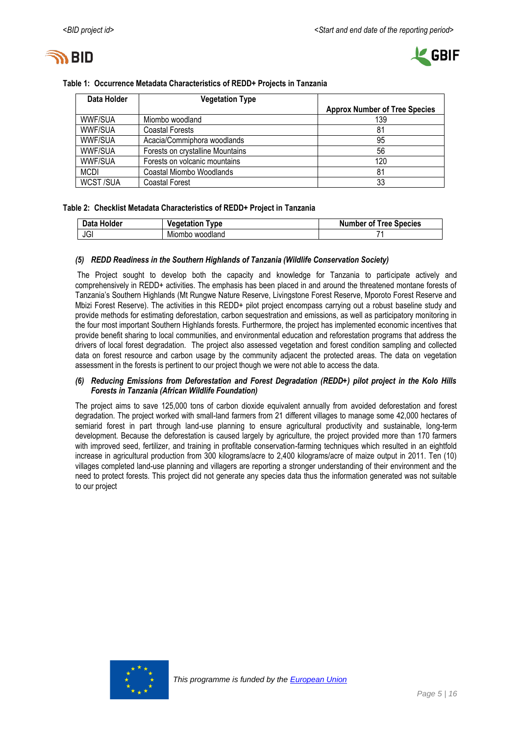**Table 1: Occurrence Metadata Characteristics of REDD+ Projects in Tanzania**

| Data Holder | Vegetation Type | Approx Number of Tree Species |
|---|---|---|
| WWF/SUA | Miombo woodland | 139 |
| WWF/SUA | Coastal Forests | 81 |
| WWF/SUA | Acacia/Commiphora woodlands | 95 |
| WWF/SUA | Forests on crystalline Mountains | 56 |
| WWF/SUA | Forests on volcanic mountains | 120 |
| MCDI | Coastal Miombo Woodlands | 81 |
| WCST /SUA | Coastal Forest | 33 |

**Table 2: Checklist Metadata Characteristics of REDD+ Project in Tanzania**

| Data Holder | Vegetation Type | Number of Tree Species |
|---|---|---|
| JGI | Miombo woodland | 71 |

***(5) REDD Readiness in the Southern Highlands of Tanzania (Wildlife Conservation Society)***

The Project sought to develop both the capacity and knowledge for Tanzania to participate actively and comprehensively in REDD+ activities. The emphasis has been placed in and around the threatened montane forests of Tanzania's Southern Highlands (Mt Rungwe Nature Reserve, Livingstone Forest Reserve, Mporoto Forest Reserve and Mbizi Forest Reserve). The activities in this REDD+ pilot project encompass carrying out a robust baseline study and provide methods for estimating deforestation, carbon sequestration and emissions, as well as participatory monitoring in the four most important Southern Highlands forests. Furthermore, the project has implemented economic incentives that provide benefit sharing to local communities, and environmental education and reforestation programs that address the drivers of local forest degradation. The project also assessed vegetation and forest condition sampling and collected data on forest resource and carbon usage by the community adjacent the protected areas. The data on vegetation assessment in the forests is pertinent to our project though we were not able to access the data.

***(6) Reducing Emissions from Deforestation and Forest Degradation (REDD+) pilot project in the Kolo Hills Forests in Tanzania (African Wildlife Foundation)***

The project aims to save 125,000 tons of carbon dioxide equivalent annually from avoided deforestation and forest degradation. The project worked with small-land farmers from 21 different villages to manage some 42,000 hectares of semiarid forest in part through land-use planning to ensure agricultural productivity and sustainable, long-term development. Because the deforestation is caused largely by agriculture, the project provided more than 170 farmers with improved seed, fertilizer, and training in profitable conservation-farming techniques which resulted in an eightfold increase in agricultural production from 300 kilograms/acre to 2,400 kilograms/acre of maize output in 2011. Ten (10) villages completed land-use planning and villagers are reporting a stronger understanding of their environment and the need to protect forests. This project did not generate any species data thus the information generated was not suitable to our project

This programme is funded by the European Union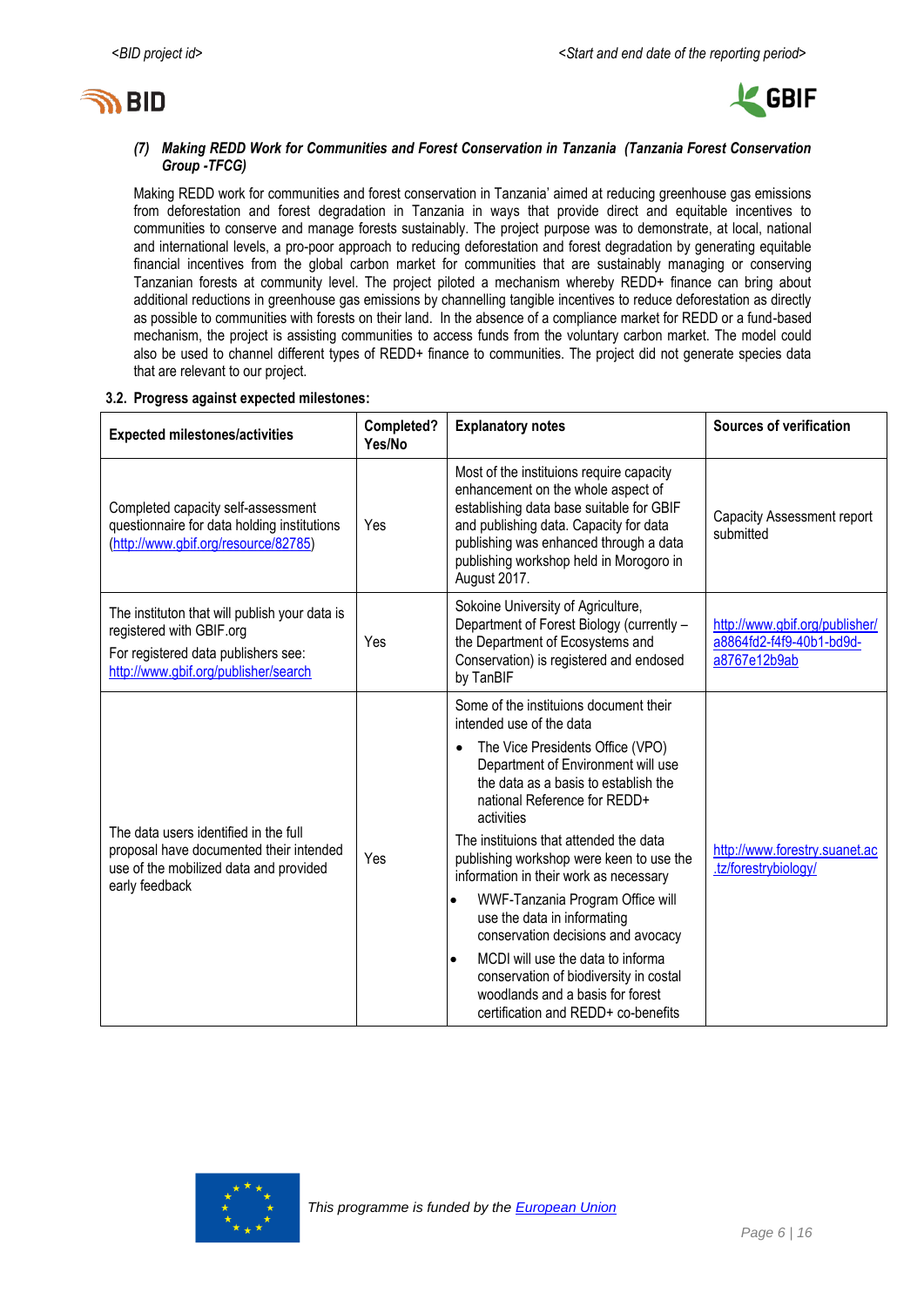*(7) **Making REDD Work for Communities and Forest Conservation in Tanzania (Tanzania Forest Conservation Group -TFCG)***

Making REDD work for communities and forest conservation in Tanzania' aimed at reducing greenhouse gas emissions from deforestation and forest degradation in Tanzania in ways that provide direct and equitable incentives to communities to conserve and manage forests sustainably. The project purpose was to demonstrate, at local, national and international levels, a pro-poor approach to reducing deforestation and forest degradation by generating equitable financial incentives from the global carbon market for communities that are sustainably managing or conserving Tanzanian forests at community level. The project piloted a mechanism whereby REDD+ finance can bring about additional reductions in greenhouse gas emissions by channelling tangible incentives to reduce deforestation as directly as possible to communities with forests on their land. In the absence of a compliance market for REDD or a fund-based mechanism, the project is assisting communities to access funds from the voluntary carbon market. The model could also be used to channel different types of REDD+ finance to communities. The project did not generate species data that are relevant to our project.

### 3.2. Progress against expected milestones:

| Expected milestones/activities | Completed? Yes/No | Explanatory notes | Sources of verification |
|---|---|---|---|
| Completed capacity self-assessment questionnaire for data holding institutions (http://www.gbif.org/resource/82785) | Yes | Most of the instituions require capacity enhancement on the whole aspect of establishing data base suitable for GBIF and publishing data. Capacity for data publishing was enhanced through a data publishing workshop held in Morogoro in August 2017. | Capacity Assessment report submitted |
| The institution that will publish your data is registered with GBIF.org<br>For registered data publishers see: http://www.gbif.org/publisher/search | Yes | Sokoine University of Agriculture, Department of Forest Biology (currently – the Department of Ecosystems and Conservation) is registered and endosed by TanBIF | http://www.gbif.org/publisher/a8864fd2-f4f9-40b1-bd9d-a8767e12b9ab |
| The data users identified in the full proposal have documented their intended use of the mobilized data and provided early feedback | Yes | Some of the instituions document their intended use of the data<br>• The Vice Presidents Office (VPO) Department of Environment will use the data as a basis to establish the national Reference for REDD+ activities<br>The instituions that attended the data publishing workshop were keen to use the information in their work as necessary<br>• WWF-Tanzania Program Office will use the data in informating conservation decisions and avocacy<br>• MCDI will use the data to informa conservation of biodiversity in costal woodlands and a basis for forest certification and REDD+ co-benefits | http://www.forestry.suanet.ac.tz/forestrybiology/ |

*This programme is funded by the European Union*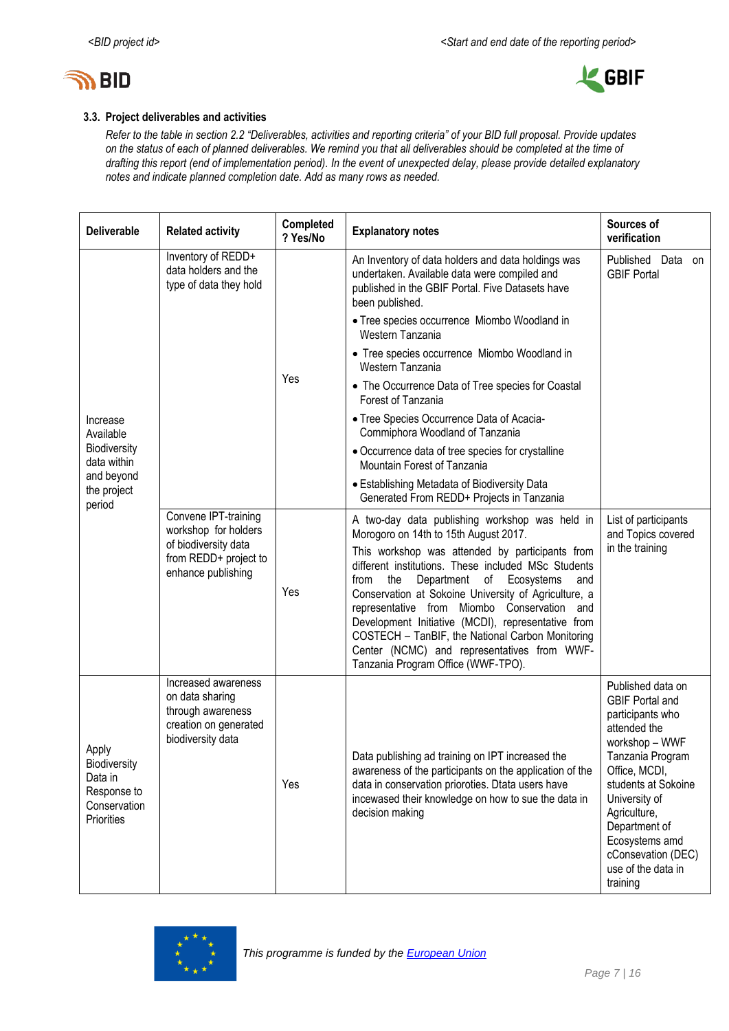### 3.3. Project deliverables and activities

*Refer to the table in section 2.2 "Deliverables, activities and reporting criteria" of your BID full proposal. Provide updates on the status of each of planned deliverables. We remind you that all deliverables should be completed at the time of drafting this report (end of implementation period). In the event of unexpected delay, please provide detailed explanatory notes and indicate planned completion date. Add as many rows as needed.*

| Deliverable | Related activity | Completed ? Yes/No | Explanatory notes | Sources of verification |
|---|---|---|---|---|
| Increase Available Biodiversity data within and beyond the project period | Inventory of REDD+ data holders and the type of data they hold | Yes | An Inventory of data holders and data holdings was undertaken. Available data were compiled and published in the GBIF Portal. Five Datasets have been published.<br>• Tree species occurrence Miombo Woodland in Western Tanzania<br>• Tree species occurrence Miombo Woodland in Western Tanzania<br>• The Occurrence Data of Tree species for Coastal Forest of Tanzania<br>• Tree Species Occurrence Data of Acacia-Commiphora Woodland of Tanzania<br>• Occurrence data of tree species for crystalline Mountain Forest of Tanzania<br>• Establishing Metadata of Biodiversity Data Generated From REDD+ Projects in Tanzania | Published Data on GBIF Portal |
| | Convene IPT-training workshop for holders of biodiversity data from REDD+ project to enhance publishing | Yes | A two-day data publishing workshop was held in Morogoro on 14th to 15th August 2017.<br>This workshop was attended by participants from different institutions. These included MSc Students from the Department of Ecosystems and Conservation at Sokoine University of Agriculture, a representative from Miombo Conservation and Development Initiative (MCDI), representative from COSTECH – TanBIF, the National Carbon Monitoring Center (NCMC) and representatives from WWF-Tanzania Program Office (WWF-TPO). | List of participants and Topics covered in the training |
| Apply Biodiversity Data in Response to Conservation Priorities | Increased awareness on data sharing through awareness creation on generated biodiversity data | Yes | Data publishing ad training on IPT increased the awareness of the participants on the application of the data in conservation prioroties. Dtata users have incewased their knowledge on how to sue the data in decision making | Published data on GBIF Portal and participants who attended the workshop – WWF Tanzania Program Office, MCDI, students at Sokoine University of Agriculture, Department of Ecosystems amd cConsevation (DEC) use of the data in training |

This programme is funded by the European Union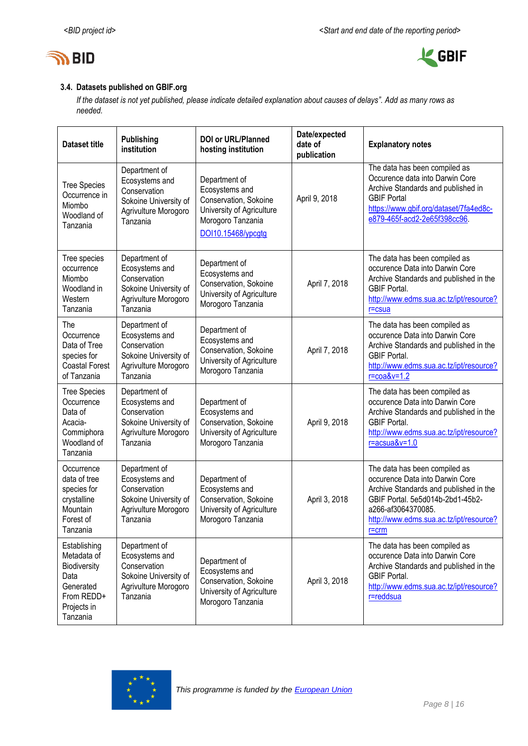### 3.4. Datasets published on GBIF.org

*If the dataset is not yet published, please indicate detailed explanation about causes of delays". Add as many rows as needed.*

| Dataset title | Publishing institution | DOI or URL/Planned hosting institution | Date/expected date of publication | Explanatory notes |
|---|---|---|---|---|
| Tree Species Occurrence in Miombo Woodland of Tanzania | Department of Ecosystems and Conservation Sokoine University of Agrivulture Morogoro Tanzania | Department of Ecosystems and Conservation, Sokoine University of Agriculture Morogoro Tanzania DOI10.15468/ypcgtg | April 9, 2018 | The data has been compiled as Occurence data into Darwin Core Archive Standards and published in GBIF Portal https://www.gbif.org/dataset/7fa4ed8c-e879-465f-acd2-2e65f398cc96. |
| Tree species occurrence Miombo Woodland in Western Tanzania | Department of Ecosystems and Conservation Sokoine University of Agrivulture Morogoro Tanzania | Department of Ecosystems and Conservation, Sokoine University of Agriculture Morogoro Tanzania | April 7, 2018 | The data has been compiled as occurence Data into Darwin Core Archive Standards and published in the GBIF Portal. http://www.edms.sua.ac.tz/ipt/resource?r=csua |
| The Occurrence Data of Tree species for Coastal Forest of Tanzania | Department of Ecosystems and Conservation Sokoine University of Agrivulture Morogoro Tanzania | Department of Ecosystems and Conservation, Sokoine University of Agriculture Morogoro Tanzania | April 7, 2018 | The data has been compiled as occurence Data into Darwin Core Archive Standards and published in the GBIF Portal. http://www.edms.sua.ac.tz/ipt/resource?r=coa&v=1.2 |
| Tree Species Occurrence Data of Acacia-Commiphora Woodland of Tanzania | Department of Ecosystems and Conservation Sokoine University of Agrivulture Morogoro Tanzania | Department of Ecosystems and Conservation, Sokoine University of Agriculture Morogoro Tanzania | April 9, 2018 | The data has been compiled as occurence Data into Darwin Core Archive Standards and published in the GBIF Portal. http://www.edms.sua.ac.tz/ipt/resource?r=acsua&v=1.0 |
| Occurrence data of tree species for crystalline Mountain Forest of Tanzania | Department of Ecosystems and Conservation Sokoine University of Agrivulture Morogoro Tanzania | Department of Ecosystems and Conservation, Sokoine University of Agriculture Morogoro Tanzania | April 3, 2018 | The data has been compiled as occurence Data into Darwin Core Archive Standards and published in the GBIF Portal. 5e5d014b-2bd1-45b2-a266-af3064370085. http://www.edms.sua.ac.tz/ipt/resource?r=crm |
| Establishing Metadata of Biodiversity Data Generated From REDD+ Projects in Tanzania | Department of Ecosystems and Conservation Sokoine University of Agrivulture Morogoro Tanzania | Department of Ecosystems and Conservation, Sokoine University of Agriculture Morogoro Tanzania | April 3, 2018 | The data has been compiled as occurence Data into Darwin Core Archive Standards and published in the GBIF Portal. http://www.edms.sua.ac.tz/ipt/resource?r=reddsua |

*This programme is funded by the European Union*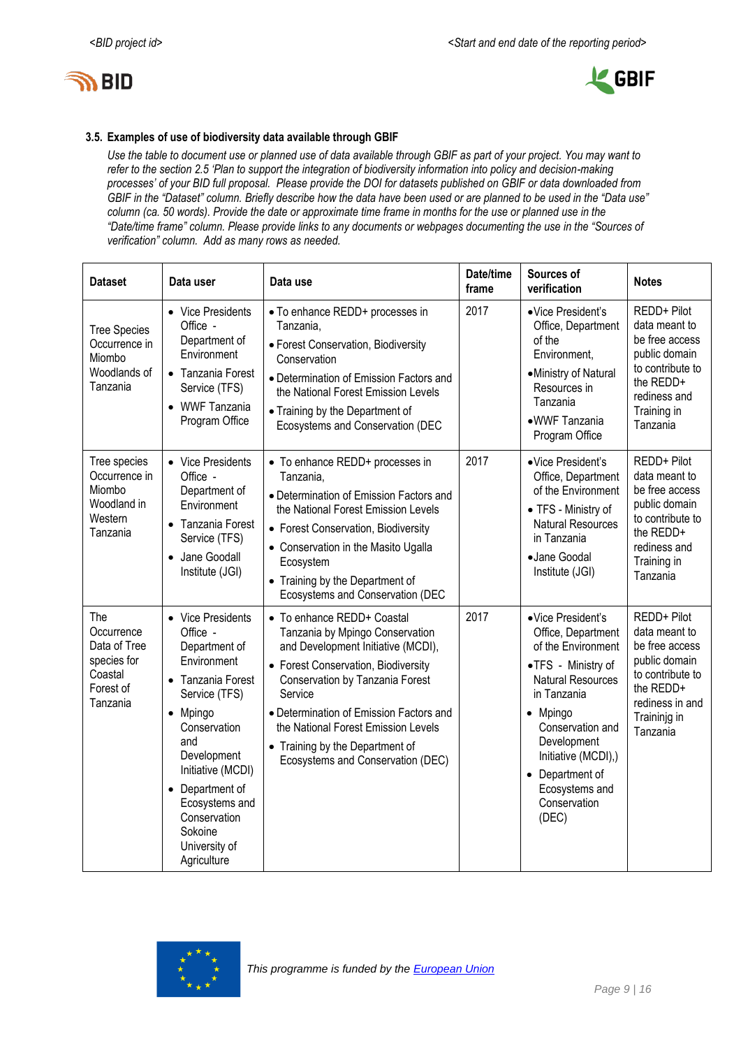### 3.5. Examples of use of biodiversity data available through GBIF

*Use the table to document use or planned use of data available through GBIF as part of your project. You may want to refer to the section 2.5 'Plan to support the integration of biodiversity information into policy and decision-making processes' of your BID full proposal. Please provide the DOI for datasets published on GBIF or data downloaded from GBIF in the "Dataset" column. Briefly describe how the data have been used or are planned to be used in the "Data use" column (ca. 50 words). Provide the date or approximate time frame in months for the use or planned use in the "Date/time frame" column. Please provide links to any documents or webpages documenting the use in the "Sources of verification" column. Add as many rows as needed.*

| Dataset | Data user | Data use | Date/time frame | Sources of verification | Notes |
|---|---|---|---|---|---|
| Tree Species Occurrence in Miombo Woodlands of Tanzania | • Vice Presidents Office - Department of Environment<br>• Tanzania Forest Service (TFS)<br>• WWF Tanzania Program Office | • To enhance REDD+ processes in Tanzania,<br>• Forest Conservation, Biodiversity Conservation<br>• Determination of Emission Factors and the National Forest Emission Levels<br>• Training by the Department of Ecosystems and Conservation (DEC | 2017 | • Vice President's Office, Department of the Environment,<br>• Ministry of Natural Resources in Tanzania<br>• WWF Tanzania Program Office | REDD+ Pilot data meant to be free access public domain to contribute to the REDD+ rediness and Training in Tanzania |
| Tree species Occurrence in Miombo Woodland in Western Tanzania | • Vice Presidents Office - Department of Environment<br>• Tanzania Forest Service (TFS)<br>• Jane Goodall Institute (JGI) | • To enhance REDD+ processes in Tanzania,<br>• Determination of Emission Factors and the National Forest Emission Levels<br>• Forest Conservation, Biodiversity<br>• Conservation in the Masito Ugalla Ecosystem<br>• Training by the Department of Ecosystems and Conservation (DEC | 2017 | • Vice President's Office, Department of the Environment<br>• TFS - Ministry of Natural Resources in Tanzania<br>• Jane Goodal Institute (JGI) | REDD+ Pilot data meant to be free access public domain to contribute to the REDD+ rediness and Training in Tanzania |
| The Occurrence Data of Tree species for Coastal Forest of Tanzania | • Vice Presidents Office - Department of Environment<br>• Tanzania Forest Service (TFS)<br>• Mpingo Conservation and Development Initiative (MCDI)<br>• Department of Ecosystems and Conservation Sokoine University of Agriculture | • To enhance REDD+ Coastal Tanzania by Mpingo Conservation and Development Initiative (MCDI),<br>• Forest Conservation, Biodiversity Conservation by Tanzania Forest Service<br>• Determination of Emission Factors and the National Forest Emission Levels<br>• Training by the Department of Ecosystems and Conservation (DEC) | 2017 | • Vice President's Office, Department of the Environment<br>• TFS - Ministry of Natural Resources in Tanzania<br>• Mpingo Conservation and Development Initiative (MCDI),)<br>• Department of Ecosystems and Conservation (DEC) | REDD+ Pilot data meant to be free access public domain to contribute to the REDD+ rediness in and Traininjg in Tanzania |

*This programme is funded by the European Union*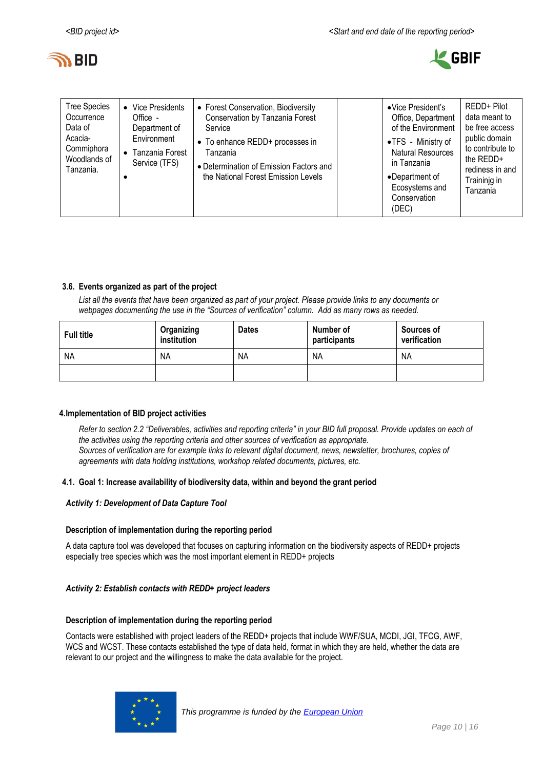| Tree Species Occurrence Data of Acacia-Commiphora Woodlands of Tanzania. | • Vice Presidents Office - Department of Environment<br>• Tanzania Forest Service (TFS)<br>• | • Forest Conservation, Biodiversity Conservation by Tanzania Forest Service<br>• To enhance REDD+ processes in Tanzania<br>• Determination of Emission Factors and the National Forest Emission Levels | | • Vice President's Office, Department of the Environment<br>• TFS - Ministry of Natural Resources in Tanzania<br>• Department of Ecosystems and Conservation (DEC) | REDD+ Pilot data meant to be free access public domain to contribute to the REDD+ rediness in and Traininjg in Tanzania |
|---|---|---|---|---|---|

### 3.6. Events organized as part of the project

*List all the events that have been organized as part of your project. Please provide links to any documents or webpages documenting the use in the "Sources of verification" column. Add as many rows as needed.*

| Full title | Organizing institution | Dates | Number of participants | Sources of verification |
|---|---|---|---|---|
| NA | NA | NA | NA | NA |
| | | | | |

## 4. Implementation of BID project activities

*Refer to section 2.2 "Deliverables, activities and reporting criteria" in your BID full proposal. Provide updates on each of the activities using the reporting criteria and other sources of verification as appropriate.*
*Sources of verification are for example links to relevant digital document, news, newsletter, brochures, copies of agreements with data holding institutions, workshop related documents, pictures, etc.*

### 4.1. Goal 1: Increase availability of biodiversity data, within and beyond the grant period

***Activity 1: Development of Data Capture Tool***

**Description of implementation during the reporting period**

A data capture tool was developed that focuses on capturing information on the biodiversity aspects of REDD+ projects especially tree species which was the most important element in REDD+ projects

***Activity 2: Establish contacts with REDD+ project leaders***

**Description of implementation during the reporting period**

Contacts were established with project leaders of the REDD+ projects that include WWF/SUA, MCDI, JGI, TFCG, AWF, WCS and WCST. These contacts established the type of data held, format in which they are held, whether the data are relevant to our project and the willingness to make the data available for the project.

*This programme is funded by the European Union*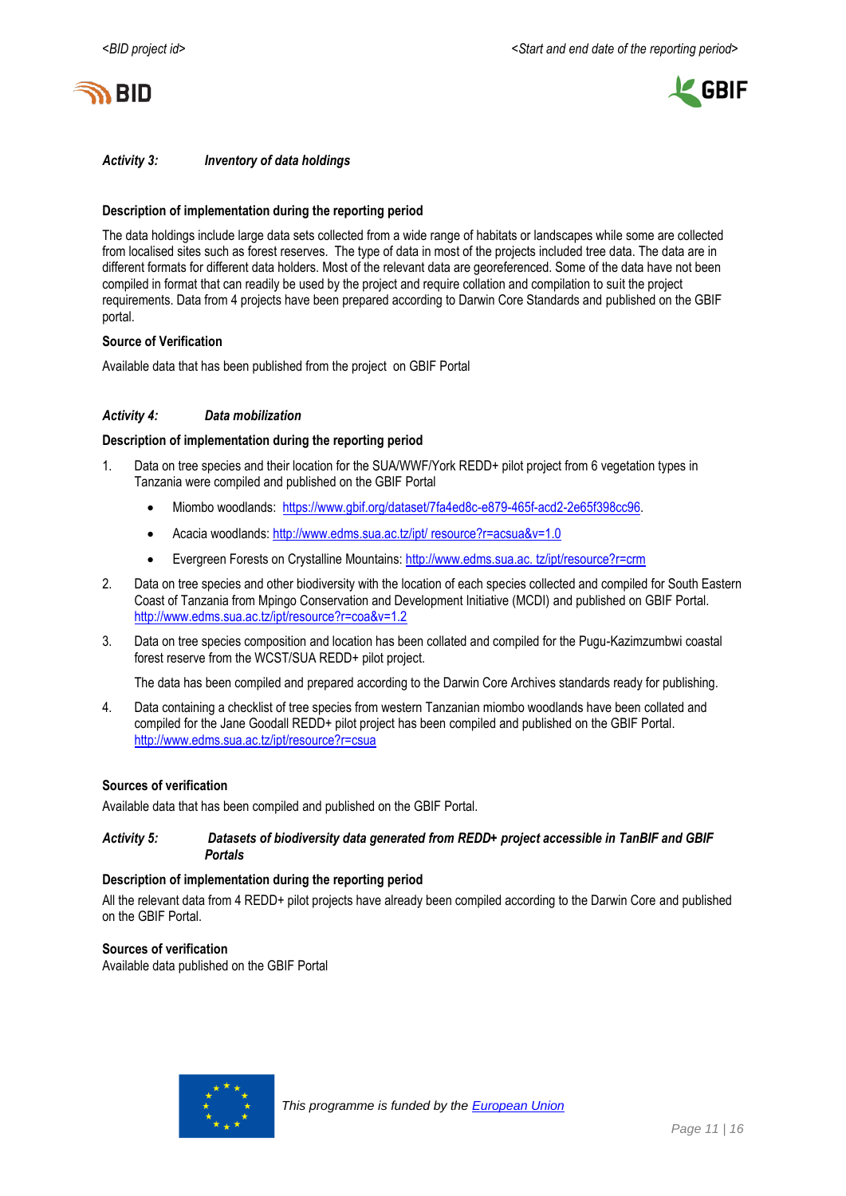***Activity 3: Inventory of data holdings***

**Description of implementation during the reporting period**

The data holdings include large data sets collected from a wide range of habitats or landscapes while some are collected from localised sites such as forest reserves. The type of data in most of the projects included tree data. The data are in different formats for different data holders. Most of the relevant data are georeferenced. Some of the data have not been compiled in format that can readily be used by the project and require collation and compilation to suit the project requirements. Data from 4 projects have been prepared according to Darwin Core Standards and published on the GBIF portal.

**Source of Verification**

Available data that has been published from the project on GBIF Portal

***Activity 4: Data mobilization***

**Description of implementation during the reporting period**

1. Data on tree species and their location for the SUA/WWF/York REDD+ pilot project from 6 vegetation types in Tanzania were compiled and published on the GBIF Portal
    - Miombo woodlands: https://www.gbif.org/dataset/7fa4ed8c-e879-465f-acd2-2e65f398cc96.
    - Acacia woodlands: http://www.edms.sua.ac.tz/ipt/ resource?r=acsua&v=1.0
    - Evergreen Forests on Crystalline Mountains: http://www.edms.sua.ac. tz/ipt/resource?r=crm
2. Data on tree species and other biodiversity with the location of each species collected and compiled for South Eastern Coast of Tanzania from Mpingo Conservation and Development Initiative (MCDI) and published on GBIF Portal. http://www.edms.sua.ac.tz/ipt/resource?r=coa&v=1.2
3. Data on tree species composition and location has been collated and compiled for the Pugu-Kazimzumbwi coastal forest reserve from the WCST/SUA REDD+ pilot project.

    The data has been compiled and prepared according to the Darwin Core Archives standards ready for publishing.
4. Data containing a checklist of tree species from western Tanzanian miombo woodlands have been collated and compiled for the Jane Goodall REDD+ pilot project has been compiled and published on the GBIF Portal. http://www.edms.sua.ac.tz/ipt/resource?r=csua

**Sources of verification**

Available data that has been compiled and published on the GBIF Portal.

***Activity 5: Datasets of biodiversity data generated from REDD+ project accessible in TanBIF and GBIF Portals***

**Description of implementation during the reporting period**

All the relevant data from 4 REDD+ pilot projects have already been compiled according to the Darwin Core and published on the GBIF Portal.

**Sources of verification**

Available data published on the GBIF Portal

*This programme is funded by the European Union*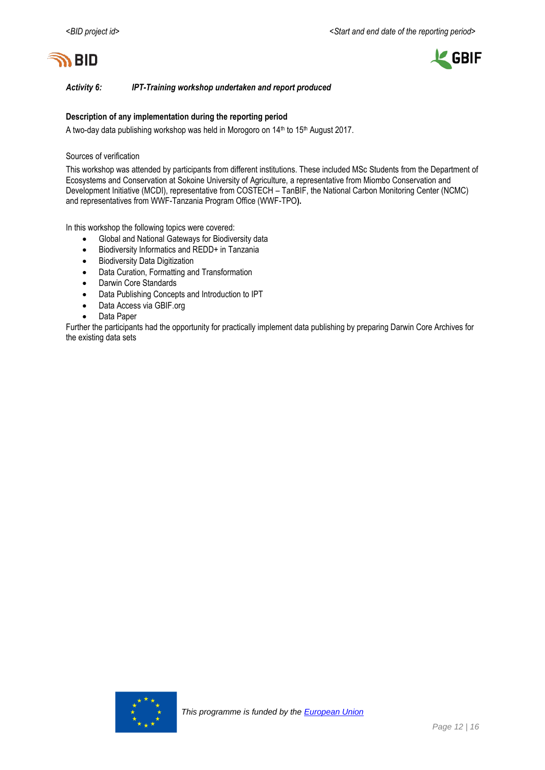***Activity 6:*** ***IPT-Training workshop undertaken and report produced***

**Description of any implementation during the reporting period**

A two-day data publishing workshop was held in Morogoro on 14th to 15th August 2017.

Sources of verification

This workshop was attended by participants from different institutions. These included MSc Students from the Department of Ecosystems and Conservation at Sokoine University of Agriculture, a representative from Miombo Conservation and Development Initiative (MCDI), representative from COSTECH – TanBIF, the National Carbon Monitoring Center (NCMC) and representatives from WWF-Tanzania Program Office (WWF-TPO**).**

In this workshop the following topics were covered:

- Global and National Gateways for Biodiversity data
- Biodiversity Informatics and REDD+ in Tanzania
- Biodiversity Data Digitization
- Data Curation, Formatting and Transformation
- Darwin Core Standards
- Data Publishing Concepts and Introduction to IPT
- Data Access via GBIF.org
- Data Paper

Further the participants had the opportunity for practically implement data publishing by preparing Darwin Core Archives for the existing data sets

*This programme is funded by the [European Union]*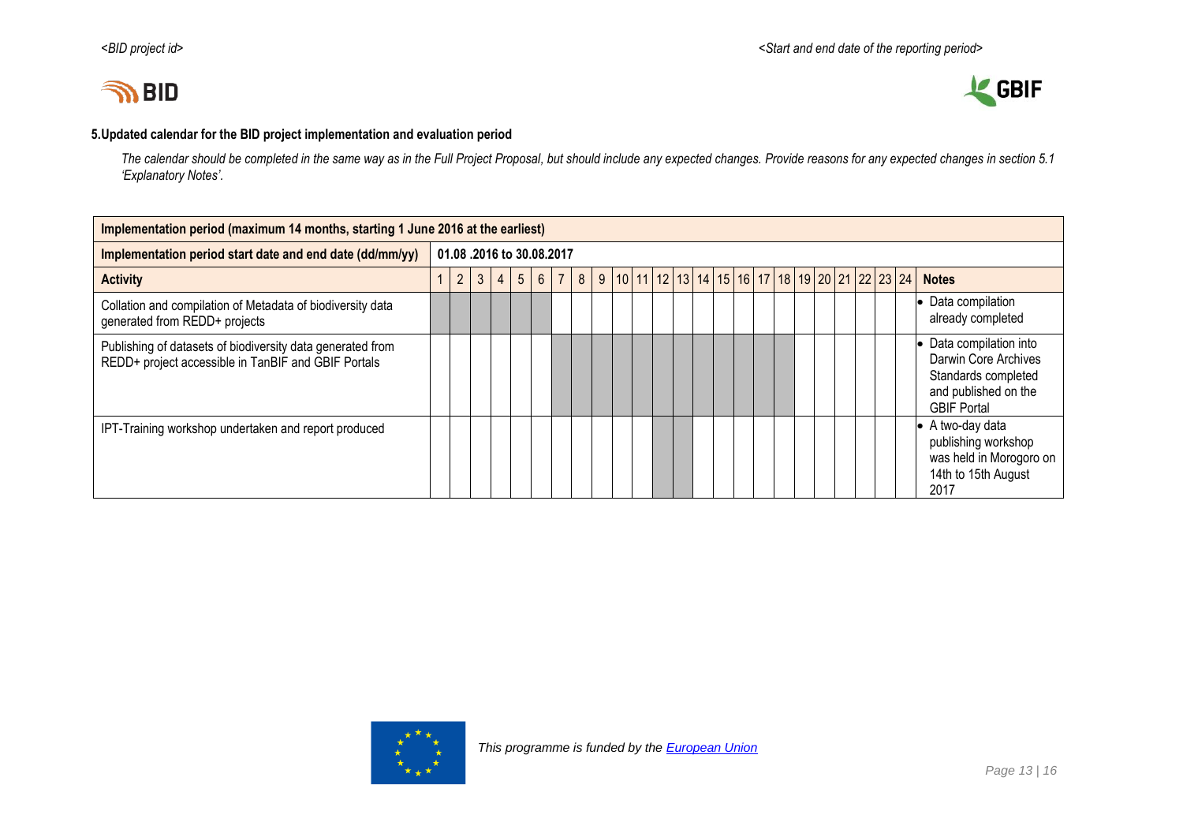### 5.Updated calendar for the BID project implementation and evaluation period

*The calendar should be completed in the same way as in the Full Project Proposal, but should include any expected changes. Provide reasons for any expected changes in section 5.1 'Explanatory Notes'.*

| Implementation period (maximum 14 months, starting 1 June 2016 at the earliest) | | | | | | | | | | | | | | | | | | | | | | | | | |
|---|---|---|---|---|---|---|---|---|---|---|---|---|---|---|---|---|---|---|---|---|---|---|---|---|---|
| **Implementation period start date and end date (dd/mm/yy)** | **01.08 .2016 to 30.08.2017** | | | | | | | | | | | | | | | | | | | | | | | | |
| **Activity** | 1 | 2 | 3 | 4 | 5 | 6 | 7 | 8 | 9 | 10 | 11 | 12 | 13 | 14 | 15 | 16 | 17 | 18 | 19 | 20 | 21 | 22 | 23 | 24 | **Notes** |
| Collation and compilation of Metadata of biodiversity data generated from REDD+ projects | ■ | ■ | ■ | ■ | ■ | ■ | | | | | | | | | | | | | | | | | | | • Data compilation already completed |
| Publishing of datasets of biodiversity data generated from REDD+ project accessible in TanBIF and GBIF Portals | | | | | | | ■ | ■ | ■ | ■ | ■ | ■ | ■ | ■ | ■ | ■ | ■ | ■ | | | | | | | • Data compilation into Darwin Core Archives Standards completed and published on the GBIF Portal |
| IPT-Training workshop undertaken and report produced | | | | | | | | | | | | ■ | ■ | | | | | | | | | | | | • A two-day data publishing workshop was held in Morogoro on 14th to 15th August 2017 |

*This programme is funded by the European Union*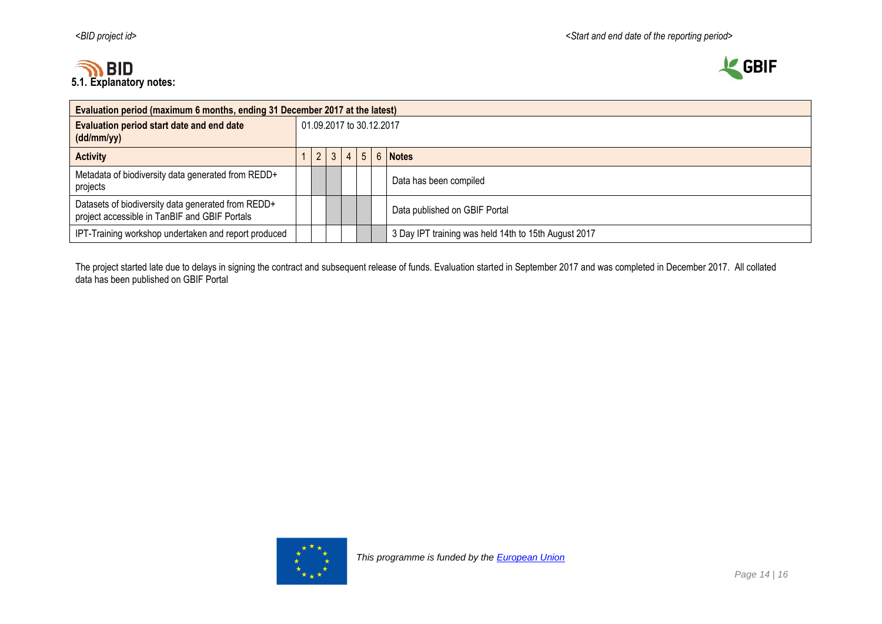## 5.1. Explanatory notes:

| Evaluation period (maximum 6 months, ending 31 December 2017 at the latest) | | | | | | | |
|---|---|---|---|---|---|---|---|
| **Evaluation period start date and end date (dd/mm/yy)** | 01.09.2017 to 30.12.2017 | | | | | | |
| **Activity** | 1 | 2 | 3 | 4 | 5 | 6 | **Notes** |
| Metadata of biodiversity data generated from REDD+ projects | | ■ | ■ | | | | Data has been compiled |
| Datasets of biodiversity data generated from REDD+ project accessible in TanBIF and GBIF Portals | | | ■ | ■ | ■ | | Data published on GBIF Portal |
| IPT-Training workshop undertaken and report produced | | | | | ■ | ■ | 3 Day IPT training was held 14th to 15th August 2017 |

The project started late due to delays in signing the contract and subsequent release of funds. Evaluation started in September 2017 and was completed in December 2017. All collated data has been published on GBIF Portal

*This programme is funded by the* *European Union*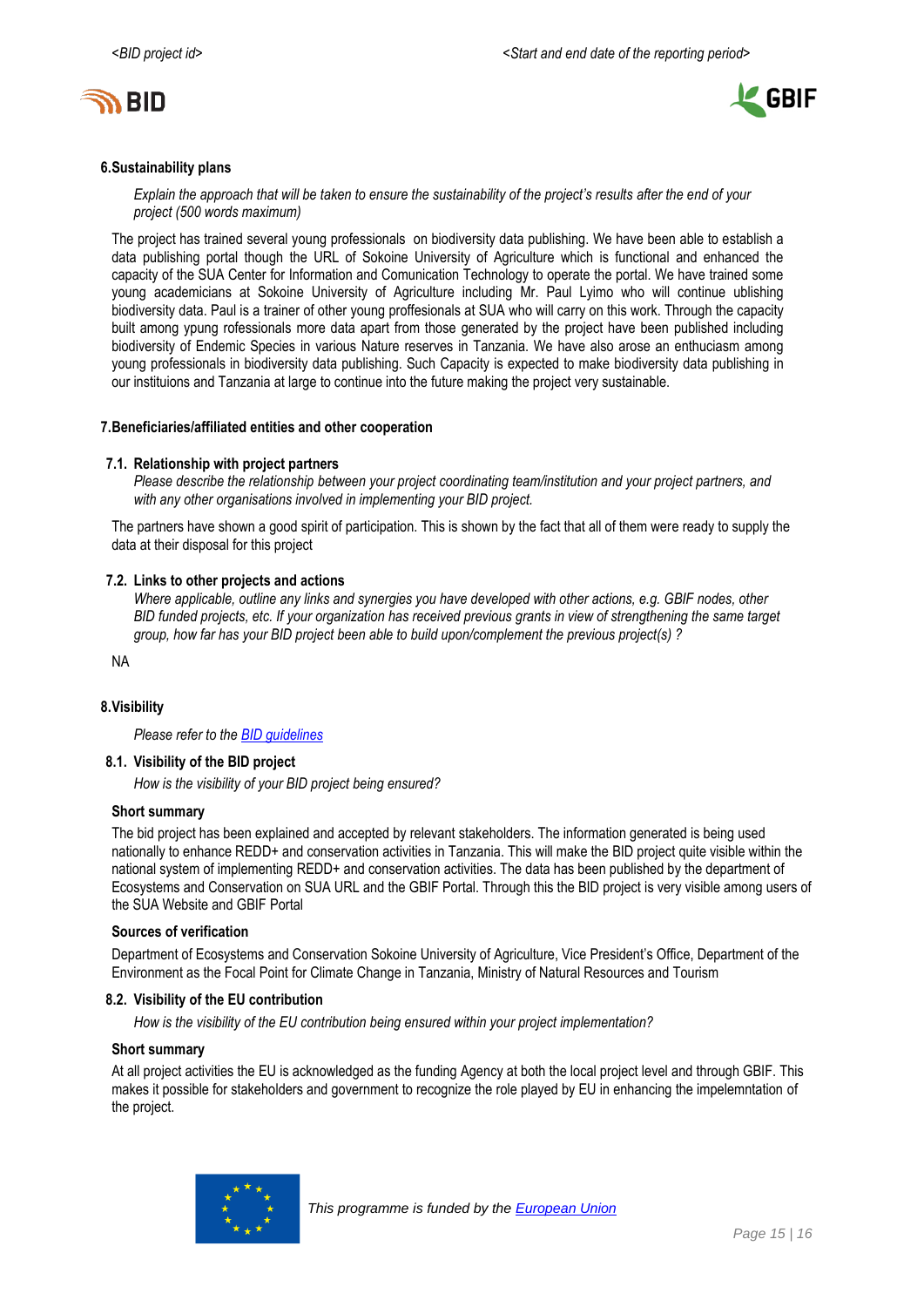## 6.Sustainability plans

*Explain the approach that will be taken to ensure the sustainability of the project's results after the end of your project (500 words maximum)*

The project has trained several young professionals on biodiversity data publishing. We have been able to establish a data publishing portal though the URL of Sokoine University of Agriculture which is functional and enhanced the capacity of the SUA Center for Information and Comunication Technology to operate the portal. We have trained some young academicians at Sokoine University of Agriculture including Mr. Paul Lyimo who will continue ublishing biodiversity data. Paul is a trainer of other young proffesionals at SUA who will carry on this work. Through the capacity built among ypung rofessionals more data apart from those generated by the project have been published including biodiversity of Endemic Species in various Nature reserves in Tanzania. We have also arose an enthuciasm among young professionals in biodiversity data publishing. Such Capacity is expected to make biodiversity data publishing in our instituions and Tanzania at large to continue into the future making the project very sustainable.

## 7.Beneficiaries/affiliated entities and other cooperation

### 7.1. Relationship with project partners

*Please describe the relationship between your project coordinating team/institution and your project partners, and with any other organisations involved in implementing your BID project.*

The partners have shown a good spirit of participation. This is shown by the fact that all of them were ready to supply the data at their disposal for this project

### 7.2. Links to other projects and actions

*Where applicable, outline any links and synergies you have developed with other actions, e.g. GBIF nodes, other BID funded projects, etc. If your organization has received previous grants in view of strengthening the same target group, how far has your BID project been able to build upon/complement the previous project(s) ?*

NA

## 8.Visibility

*Please refer to the BID guidelines*

### 8.1. Visibility of the BID project

*How is the visibility of your BID project being ensured?*

**Short summary**

The bid project has been explained and accepted by relevant stakeholders. The information generated is being used nationally to enhance REDD+ and conservation activities in Tanzania. This will make the BID project quite visible within the national system of implementing REDD+ and conservation activities. The data has been published by the department of Ecosystems and Conservation on SUA URL and the GBIF Portal. Through this the BID project is very visible among users of the SUA Website and GBIF Portal

**Sources of verification**

Department of Ecosystems and Conservation Sokoine University of Agriculture, Vice President's Office, Department of the Environment as the Focal Point for Climate Change in Tanzania, Ministry of Natural Resources and Tourism

### 8.2. Visibility of the EU contribution

*How is the visibility of the EU contribution being ensured within your project implementation?*

**Short summary**

At all project activities the EU is acknowledged as the funding Agency at both the local project level and through GBIF. This makes it possible for stakeholders and government to recognize the role played by EU in enhancing the impelemntation of the project.

*This programme is funded by the European Union*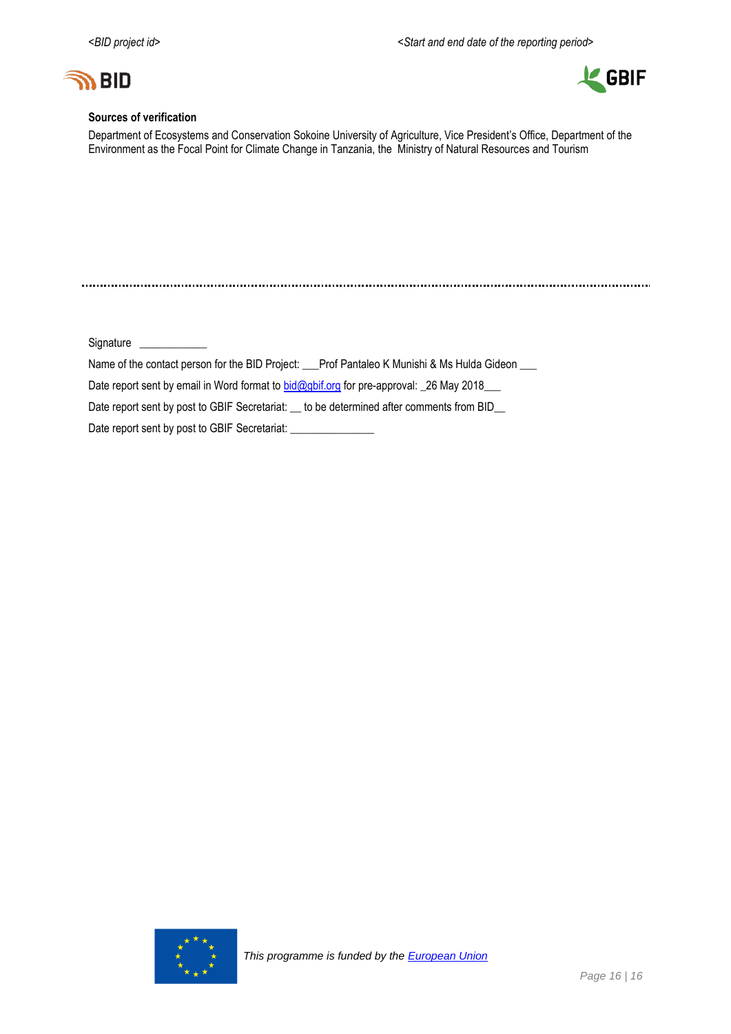**Sources of verification**

Department of Ecosystems and Conservation Sokoine University of Agriculture, Vice President's Office, Department of the Environment as the Focal Point for Climate Change in Tanzania, the Ministry of Natural Resources and Tourism

---

Signature ___________

Name of the contact person for the BID Project: ___Prof Pantaleo K Munishi & Ms Hulda Gideon ___

Date report sent by email in Word format to bid@gbif.org for pre-approval: _26 May 2018___

Date report sent by post to GBIF Secretariat: __ to be determined after comments from BID__

Date report sent by post to GBIF Secretariat: ______________

*This programme is funded by the European Union*